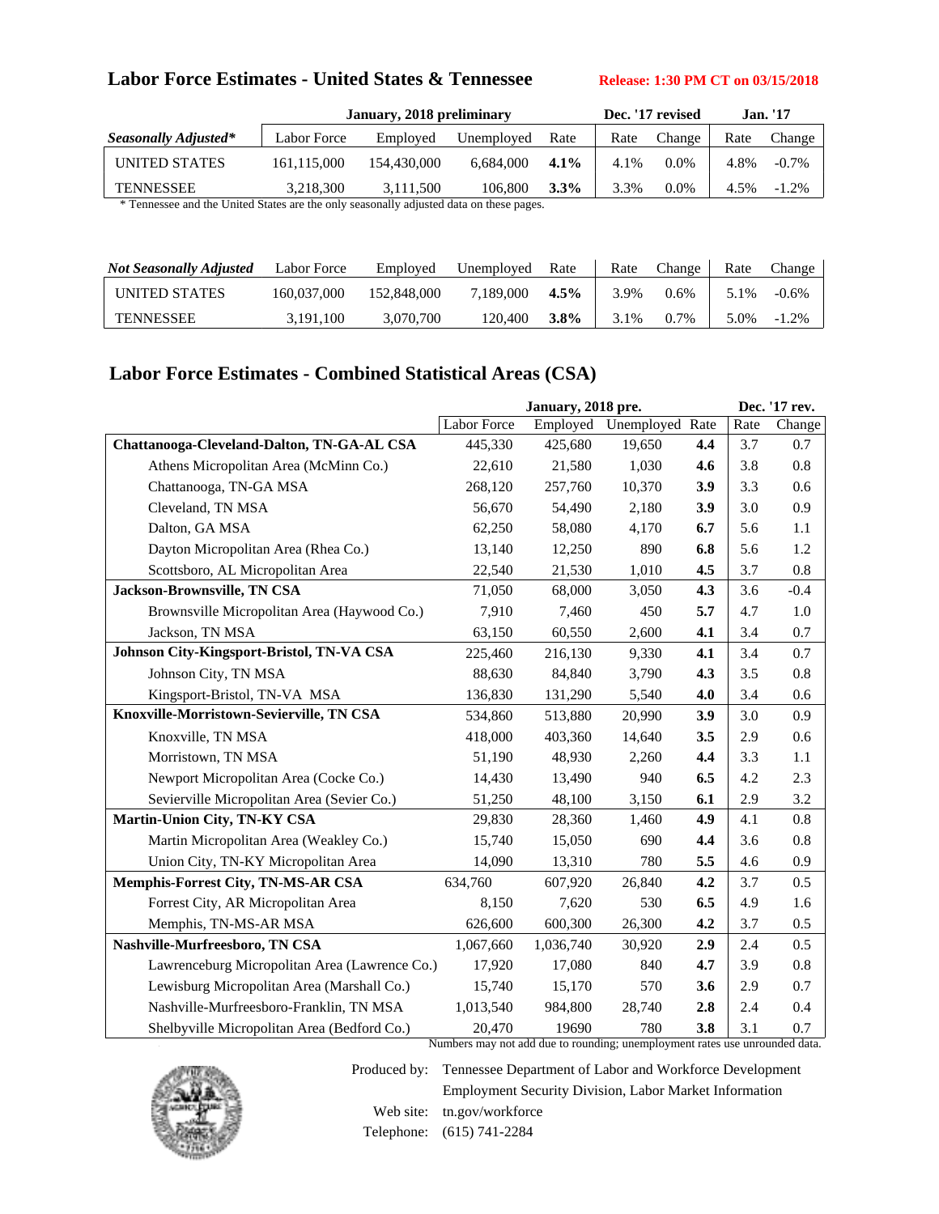## Labor Force Estimates - United States & Tennessee

**Release: 1:30 PM CT on 03/15/2018**

| *Seasonally Adjusted** | January, 2018 preliminary | | | | Dec. '17 revised | | Jan. '17 | |
|---|---|---|---|---|---|---|---|---|
| | Labor Force | Employed | Unemployed | Rate | Rate | Change | Rate | Change |
| UNITED STATES | 161,115,000 | 154,430,000 | 6,684,000 | **4.1%** | 4.1% | 0.0% | 4.8% | -0.7% |
| TENNESSEE | 3,218,300 | 3,111,500 | 106,800 | **3.3%** | 3.3% | 0.0% | 4.5% | -1.2% |

* Tennessee and the United States are the only seasonally adjusted data on these pages.

| *Not Seasonally Adjusted* | Labor Force | Employed | Unemployed | Rate | Rate | Change | Rate | Change |
|---|---|---|---|---|---|---|---|---|
| UNITED STATES | 160,037,000 | 152,848,000 | 7,189,000 | **4.5%** | 3.9% | 0.6% | 5.1% | -0.6% |
| TENNESSEE | 3,191,100 | 3,070,700 | 120,400 | **3.8%** | 3.1% | 0.7% | 5.0% | -1.2% |

## Labor Force Estimates - Combined Statistical Areas (CSA)

| | January, 2018 pre. | | | | Dec. '17 rev. | |
|---|---|---|---|---|---|---|
| | Labor Force | Employed | Unemployed | Rate | Rate | Change |
| **Chattanooga-Cleveland-Dalton, TN-GA-AL CSA** | 445,330 | 425,680 | 19,650 | **4.4** | 3.7 | 0.7 |
| Athens Micropolitan Area (McMinn Co.) | 22,610 | 21,580 | 1,030 | **4.6** | 3.8 | 0.8 |
| Chattanooga, TN-GA MSA | 268,120 | 257,760 | 10,370 | **3.9** | 3.3 | 0.6 |
| Cleveland, TN MSA | 56,670 | 54,490 | 2,180 | **3.9** | 3.0 | 0.9 |
| Dalton, GA MSA | 62,250 | 58,080 | 4,170 | **6.7** | 5.6 | 1.1 |
| Dayton Micropolitan Area (Rhea Co.) | 13,140 | 12,250 | 890 | **6.8** | 5.6 | 1.2 |
| Scottsboro, AL Micropolitan Area | 22,540 | 21,530 | 1,010 | **4.5** | 3.7 | 0.8 |
| **Jackson-Brownsville, TN CSA** | 71,050 | 68,000 | 3,050 | **4.3** | 3.6 | -0.4 |
| Brownsville Micropolitan Area (Haywood Co.) | 7,910 | 7,460 | 450 | **5.7** | 4.7 | 1.0 |
| Jackson, TN MSA | 63,150 | 60,550 | 2,600 | **4.1** | 3.4 | 0.7 |
| **Johnson City-Kingsport-Bristol, TN-VA CSA** | 225,460 | 216,130 | 9,330 | **4.1** | 3.4 | 0.7 |
| Johnson City, TN MSA | 88,630 | 84,840 | 3,790 | **4.3** | 3.5 | 0.8 |
| Kingsport-Bristol, TN-VA MSA | 136,830 | 131,290 | 5,540 | **4.0** | 3.4 | 0.6 |
| **Knoxville-Morristown-Sevierville, TN CSA** | 534,860 | 513,880 | 20,990 | **3.9** | 3.0 | 0.9 |
| Knoxville, TN MSA | 418,000 | 403,360 | 14,640 | **3.5** | 2.9 | 0.6 |
| Morristown, TN MSA | 51,190 | 48,930 | 2,260 | **4.4** | 3.3 | 1.1 |
| Newport Micropolitan Area (Cocke Co.) | 14,430 | 13,490 | 940 | **6.5** | 4.2 | 2.3 |
| Sevierville Micropolitan Area (Sevier Co.) | 51,250 | 48,100 | 3,150 | **6.1** | 2.9 | 3.2 |
| **Martin-Union City, TN-KY CSA** | 29,830 | 28,360 | 1,460 | **4.9** | 4.1 | 0.8 |
| Martin Micropolitan Area (Weakley Co.) | 15,740 | 15,050 | 690 | **4.4** | 3.6 | 0.8 |
| Union City, TN-KY Micropolitan Area | 14,090 | 13,310 | 780 | **5.5** | 4.6 | 0.9 |
| **Memphis-Forrest City, TN-MS-AR CSA** | 634,760 | 607,920 | 26,840 | **4.2** | 3.7 | 0.5 |
| Forrest City, AR Micropolitan Area | 8,150 | 7,620 | 530 | **6.5** | 4.9 | 1.6 |
| Memphis, TN-MS-AR MSA | 626,600 | 600,300 | 26,300 | **4.2** | 3.7 | 0.5 |
| **Nashville-Murfreesboro, TN CSA** | 1,067,660 | 1,036,740 | 30,920 | **2.9** | 2.4 | 0.5 |
| Lawrenceburg Micropolitan Area (Lawrence Co.) | 17,920 | 17,080 | 840 | **4.7** | 3.9 | 0.8 |
| Lewisburg Micropolitan Area (Marshall Co.) | 15,740 | 15,170 | 570 | **3.6** | 2.9 | 0.7 |
| Nashville-Murfreesboro-Franklin, TN MSA | 1,013,540 | 984,800 | 28,740 | **2.8** | 2.4 | 0.4 |
| Shelbyville Micropolitan Area (Bedford Co.) | 20,470 | 19690 | 780 | **3.8** | 3.1 | 0.7 |

Numbers may not add due to rounding; unemployment rates use unrounded data.

Produced by: Tennessee Department of Labor and Workforce Development
Employment Security Division, Labor Market Information

Web site: tn.gov/workforce

Telephone: (615) 741-2284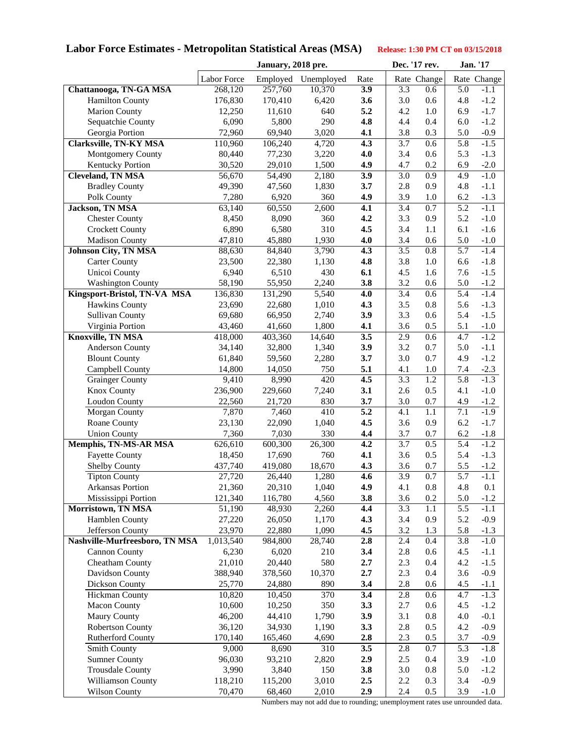# Labor Force Estimates - Metropolitan Statistical Areas (MSA)

**Release: 1:30 PM CT on 03/15/2018**

| | January, 2018 pre. | | | | Dec. '17 rev. | | Jan. '17 | |
|---|---|---|---|---|---|---|---|---|
| | Labor Force | Employed | Unemployed | Rate | Rate | Change | Rate | Change |
| **Chattanooga, TN-GA MSA** | 268,120 | 257,760 | 10,370 | **3.9** | 3.3 | 0.6 | 5.0 | -1.1 |
| Hamilton County | 176,830 | 170,410 | 6,420 | **3.6** | 3.0 | 0.6 | 4.8 | -1.2 |
| Marion County | 12,250 | 11,610 | 640 | **5.2** | 4.2 | 1.0 | 6.9 | -1.7 |
| Sequatchie County | 6,090 | 5,800 | 290 | **4.8** | 4.4 | 0.4 | 6.0 | -1.2 |
| Georgia Portion | 72,960 | 69,940 | 3,020 | **4.1** | 3.8 | 0.3 | 5.0 | -0.9 |
| **Clarksville, TN-KY MSA** | 110,960 | 106,240 | 4,720 | **4.3** | 3.7 | 0.6 | 5.8 | -1.5 |
| Montgomery County | 80,440 | 77,230 | 3,220 | **4.0** | 3.4 | 0.6 | 5.3 | -1.3 |
| Kentucky Portion | 30,520 | 29,010 | 1,500 | **4.9** | 4.7 | 0.2 | 6.9 | -2.0 |
| **Cleveland, TN MSA** | 56,670 | 54,490 | 2,180 | **3.9** | 3.0 | 0.9 | 4.9 | -1.0 |
| Bradley County | 49,390 | 47,560 | 1,830 | **3.7** | 2.8 | 0.9 | 4.8 | -1.1 |
| Polk County | 7,280 | 6,920 | 360 | **4.9** | 3.9 | 1.0 | 6.2 | -1.3 |
| **Jackson, TN MSA** | 63,140 | 60,550 | 2,600 | **4.1** | 3.4 | 0.7 | 5.2 | -1.1 |
| Chester County | 8,450 | 8,090 | 360 | **4.2** | 3.3 | 0.9 | 5.2 | -1.0 |
| Crockett County | 6,890 | 6,580 | 310 | **4.5** | 3.4 | 1.1 | 6.1 | -1.6 |
| Madison County | 47,810 | 45,880 | 1,930 | **4.0** | 3.4 | 0.6 | 5.0 | -1.0 |
| **Johnson City, TN MSA** | 88,630 | 84,840 | 3,790 | **4.3** | 3.5 | 0.8 | 5.7 | -1.4 |
| Carter County | 23,500 | 22,380 | 1,130 | **4.8** | 3.8 | 1.0 | 6.6 | -1.8 |
| Unicoi County | 6,940 | 6,510 | 430 | **6.1** | 4.5 | 1.6 | 7.6 | -1.5 |
| Washington County | 58,190 | 55,950 | 2,240 | **3.8** | 3.2 | 0.6 | 5.0 | -1.2 |
| **Kingsport-Bristol, TN-VA MSA** | 136,830 | 131,290 | 5,540 | **4.0** | 3.4 | 0.6 | 5.4 | -1.4 |
| Hawkins County | 23,690 | 22,680 | 1,010 | **4.3** | 3.5 | 0.8 | 5.6 | -1.3 |
| Sullivan County | 69,680 | 66,950 | 2,740 | **3.9** | 3.3 | 0.6 | 5.4 | -1.5 |
| Virginia Portion | 43,460 | 41,660 | 1,800 | **4.1** | 3.6 | 0.5 | 5.1 | -1.0 |
| **Knoxville, TN MSA** | 418,000 | 403,360 | 14,640 | **3.5** | 2.9 | 0.6 | 4.7 | -1.2 |
| Anderson County | 34,140 | 32,800 | 1,340 | **3.9** | 3.2 | 0.7 | 5.0 | -1.1 |
| Blount County | 61,840 | 59,560 | 2,280 | **3.7** | 3.0 | 0.7 | 4.9 | -1.2 |
| Campbell County | 14,800 | 14,050 | 750 | **5.1** | 4.1 | 1.0 | 7.4 | -2.3 |
| Grainger County | 9,410 | 8,990 | 420 | **4.5** | 3.3 | 1.2 | 5.8 | -1.3 |
| Knox County | 236,900 | 229,660 | 7,240 | **3.1** | 2.6 | 0.5 | 4.1 | -1.0 |
| Loudon County | 22,560 | 21,720 | 830 | **3.7** | 3.0 | 0.7 | 4.9 | -1.2 |
| Morgan County | 7,870 | 7,460 | 410 | **5.2** | 4.1 | 1.1 | 7.1 | -1.9 |
| Roane County | 23,130 | 22,090 | 1,040 | **4.5** | 3.6 | 0.9 | 6.2 | -1.7 |
| Union County | 7,360 | 7,030 | 330 | **4.4** | 3.7 | 0.7 | 6.2 | -1.8 |
| **Memphis, TN-MS-AR MSA** | 626,610 | 600,300 | 26,300 | **4.2** | 3.7 | 0.5 | 5.4 | -1.2 |
| Fayette County | 18,450 | 17,690 | 760 | **4.1** | 3.6 | 0.5 | 5.4 | -1.3 |
| Shelby County | 437,740 | 419,080 | 18,670 | **4.3** | 3.6 | 0.7 | 5.5 | -1.2 |
| Tipton County | 27,720 | 26,440 | 1,280 | **4.6** | 3.9 | 0.7 | 5.7 | -1.1 |
| Arkansas Portion | 21,360 | 20,310 | 1,040 | **4.9** | 4.1 | 0.8 | 4.8 | 0.1 |
| Mississippi Portion | 121,340 | 116,780 | 4,560 | **3.8** | 3.6 | 0.2 | 5.0 | -1.2 |
| **Morristown, TN MSA** | 51,190 | 48,930 | 2,260 | **4.4** | 3.3 | 1.1 | 5.5 | -1.1 |
| Hamblen County | 27,220 | 26,050 | 1,170 | **4.3** | 3.4 | 0.9 | 5.2 | -0.9 |
| Jefferson County | 23,970 | 22,880 | 1,090 | **4.5** | 3.2 | 1.3 | 5.8 | -1.3 |
| **Nashville-Murfreesboro, TN MSA** | 1,013,540 | 984,800 | 28,740 | **2.8** | 2.4 | 0.4 | 3.8 | -1.0 |
| Cannon County | 6,230 | 6,020 | 210 | **3.4** | 2.8 | 0.6 | 4.5 | -1.1 |
| Cheatham County | 21,010 | 20,440 | 580 | **2.7** | 2.3 | 0.4 | 4.2 | -1.5 |
| Davidson County | 388,940 | 378,560 | 10,370 | **2.7** | 2.3 | 0.4 | 3.6 | -0.9 |
| Dickson County | 25,770 | 24,880 | 890 | **3.4** | 2.8 | 0.6 | 4.5 | -1.1 |
| Hickman County | 10,820 | 10,450 | 370 | **3.4** | 2.8 | 0.6 | 4.7 | -1.3 |
| Macon County | 10,600 | 10,250 | 350 | **3.3** | 2.7 | 0.6 | 4.5 | -1.2 |
| Maury County | 46,200 | 44,410 | 1,790 | **3.9** | 3.1 | 0.8 | 4.0 | -0.1 |
| Robertson County | 36,120 | 34,930 | 1,190 | **3.3** | 2.8 | 0.5 | 4.2 | -0.9 |
| Rutherford County | 170,140 | 165,460 | 4,690 | **2.8** | 2.3 | 0.5 | 3.7 | -0.9 |
| Smith County | 9,000 | 8,690 | 310 | **3.5** | 2.8 | 0.7 | 5.3 | -1.8 |
| Sumner County | 96,030 | 93,210 | 2,820 | **2.9** | 2.5 | 0.4 | 3.9 | -1.0 |
| Trousdale County | 3,990 | 3,840 | 150 | **3.8** | 3.0 | 0.8 | 5.0 | -1.2 |
| Williamson County | 118,210 | 115,200 | 3,010 | **2.5** | 2.2 | 0.3 | 3.4 | -0.9 |
| Wilson County | 70,470 | 68,460 | 2,010 | **2.9** | 2.4 | 0.5 | 3.9 | -1.0 |

Numbers may not add due to rounding; unemployment rates use unrounded data.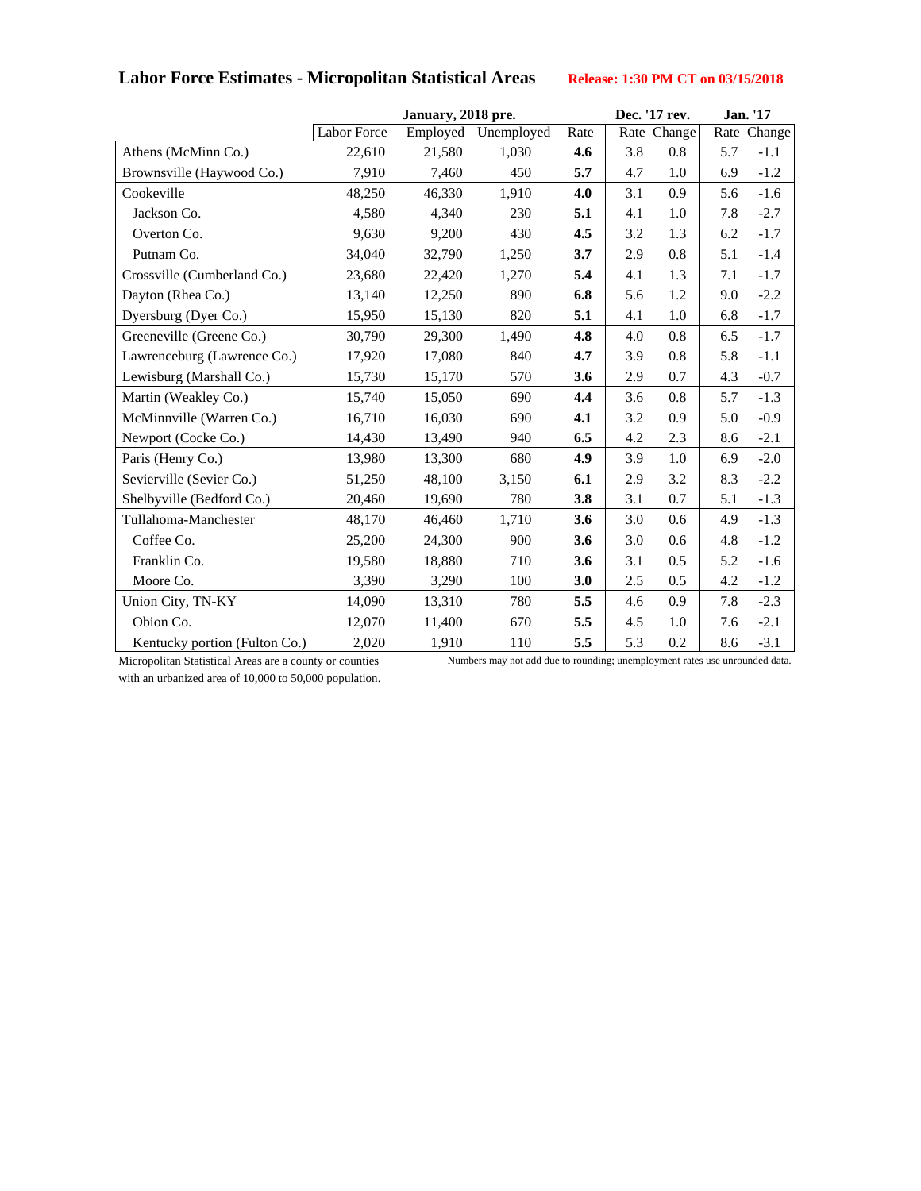## Labor Force Estimates - Micropolitan Statistical Areas

**Release: 1:30 PM CT on 03/15/2018**

| | January, 2018 pre. | | | | Dec. '17 rev. | | Jan. '17 | |
|---|---|---|---|---|---|---|---|---|
| | Labor Force | Employed | Unemployed | Rate | Rate | Change | Rate | Change |
| Athens (McMinn Co.) | 22,610 | 21,580 | 1,030 | **4.6** | 3.8 | 0.8 | 5.7 | -1.1 |
| Brownsville (Haywood Co.) | 7,910 | 7,460 | 450 | **5.7** | 4.7 | 1.0 | 6.9 | -1.2 |
| Cookeville | 48,250 | 46,330 | 1,910 | **4.0** | 3.1 | 0.9 | 5.6 | -1.6 |
| Jackson Co. | 4,580 | 4,340 | 230 | **5.1** | 4.1 | 1.0 | 7.8 | -2.7 |
| Overton Co. | 9,630 | 9,200 | 430 | **4.5** | 3.2 | 1.3 | 6.2 | -1.7 |
| Putnam Co. | 34,040 | 32,790 | 1,250 | **3.7** | 2.9 | 0.8 | 5.1 | -1.4 |
| Crossville (Cumberland Co.) | 23,680 | 22,420 | 1,270 | **5.4** | 4.1 | 1.3 | 7.1 | -1.7 |
| Dayton (Rhea Co.) | 13,140 | 12,250 | 890 | **6.8** | 5.6 | 1.2 | 9.0 | -2.2 |
| Dyersburg (Dyer Co.) | 15,950 | 15,130 | 820 | **5.1** | 4.1 | 1.0 | 6.8 | -1.7 |
| Greeneville (Greene Co.) | 30,790 | 29,300 | 1,490 | **4.8** | 4.0 | 0.8 | 6.5 | -1.7 |
| Lawrenceburg (Lawrence Co.) | 17,920 | 17,080 | 840 | **4.7** | 3.9 | 0.8 | 5.8 | -1.1 |
| Lewisburg (Marshall Co.) | 15,730 | 15,170 | 570 | **3.6** | 2.9 | 0.7 | 4.3 | -0.7 |
| Martin (Weakley Co.) | 15,740 | 15,050 | 690 | **4.4** | 3.6 | 0.8 | 5.7 | -1.3 |
| McMinnville (Warren Co.) | 16,710 | 16,030 | 690 | **4.1** | 3.2 | 0.9 | 5.0 | -0.9 |
| Newport (Cocke Co.) | 14,430 | 13,490 | 940 | **6.5** | 4.2 | 2.3 | 8.6 | -2.1 |
| Paris (Henry Co.) | 13,980 | 13,300 | 680 | **4.9** | 3.9 | 1.0 | 6.9 | -2.0 |
| Sevierville (Sevier Co.) | 51,250 | 48,100 | 3,150 | **6.1** | 2.9 | 3.2 | 8.3 | -2.2 |
| Shelbyville (Bedford Co.) | 20,460 | 19,690 | 780 | **3.8** | 3.1 | 0.7 | 5.1 | -1.3 |
| Tullahoma-Manchester | 48,170 | 46,460 | 1,710 | **3.6** | 3.0 | 0.6 | 4.9 | -1.3 |
| Coffee Co. | 25,200 | 24,300 | 900 | **3.6** | 3.0 | 0.6 | 4.8 | -1.2 |
| Franklin Co. | 19,580 | 18,880 | 710 | **3.6** | 3.1 | 0.5 | 5.2 | -1.6 |
| Moore Co. | 3,390 | 3,290 | 100 | **3.0** | 2.5 | 0.5 | 4.2 | -1.2 |
| Union City, TN-KY | 14,090 | 13,310 | 780 | **5.5** | 4.6 | 0.9 | 7.8 | -2.3 |
| Obion Co. | 12,070 | 11,400 | 670 | **5.5** | 4.5 | 1.0 | 7.6 | -2.1 |
| Kentucky portion (Fulton Co.) | 2,020 | 1,910 | 110 | **5.5** | 5.3 | 0.2 | 8.6 | -3.1 |

Micropolitan Statistical Areas are a county or counties with an urbanized area of 10,000 to 50,000 population.

Numbers may not add due to rounding; unemployment rates use unrounded data.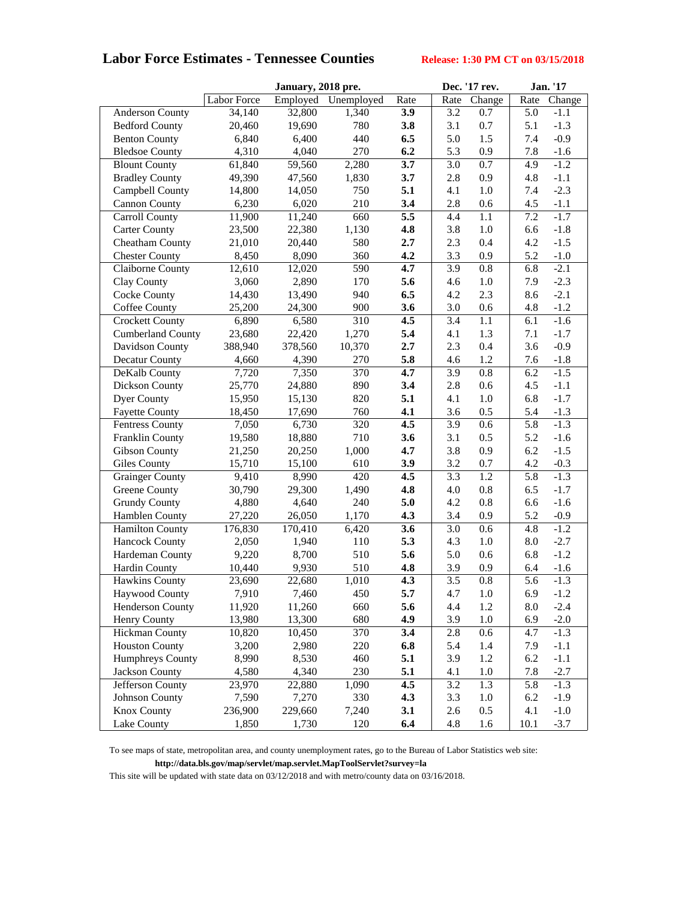# Labor Force Estimates - Tennessee Counties

**Release: 1:30 PM CT on 03/15/2018**

| | January, 2018 pre. | | | | Dec. '17 rev. | | Jan. '17 | |
|---|---|---|---|---|---|---|---|---|
| | Labor Force | Employed | Unemployed | Rate | Rate | Change | Rate | Change |
| Anderson County | 34,140 | 32,800 | 1,340 | **3.9** | 3.2 | 0.7 | 5.0 | -1.1 |
| Bedford County | 20,460 | 19,690 | 780 | **3.8** | 3.1 | 0.7 | 5.1 | -1.3 |
| Benton County | 6,840 | 6,400 | 440 | **6.5** | 5.0 | 1.5 | 7.4 | -0.9 |
| Bledsoe County | 4,310 | 4,040 | 270 | **6.2** | 5.3 | 0.9 | 7.8 | -1.6 |
| Blount County | 61,840 | 59,560 | 2,280 | **3.7** | 3.0 | 0.7 | 4.9 | -1.2 |
| Bradley County | 49,390 | 47,560 | 1,830 | **3.7** | 2.8 | 0.9 | 4.8 | -1.1 |
| Campbell County | 14,800 | 14,050 | 750 | **5.1** | 4.1 | 1.0 | 7.4 | -2.3 |
| Cannon County | 6,230 | 6,020 | 210 | **3.4** | 2.8 | 0.6 | 4.5 | -1.1 |
| Carroll County | 11,900 | 11,240 | 660 | **5.5** | 4.4 | 1.1 | 7.2 | -1.7 |
| Carter County | 23,500 | 22,380 | 1,130 | **4.8** | 3.8 | 1.0 | 6.6 | -1.8 |
| Cheatham County | 21,010 | 20,440 | 580 | **2.7** | 2.3 | 0.4 | 4.2 | -1.5 |
| Chester County | 8,450 | 8,090 | 360 | **4.2** | 3.3 | 0.9 | 5.2 | -1.0 |
| Claiborne County | 12,610 | 12,020 | 590 | **4.7** | 3.9 | 0.8 | 6.8 | -2.1 |
| Clay County | 3,060 | 2,890 | 170 | **5.6** | 4.6 | 1.0 | 7.9 | -2.3 |
| Cocke County | 14,430 | 13,490 | 940 | **6.5** | 4.2 | 2.3 | 8.6 | -2.1 |
| Coffee County | 25,200 | 24,300 | 900 | **3.6** | 3.0 | 0.6 | 4.8 | -1.2 |
| Crockett County | 6,890 | 6,580 | 310 | **4.5** | 3.4 | 1.1 | 6.1 | -1.6 |
| Cumberland County | 23,680 | 22,420 | 1,270 | **5.4** | 4.1 | 1.3 | 7.1 | -1.7 |
| Davidson County | 388,940 | 378,560 | 10,370 | **2.7** | 2.3 | 0.4 | 3.6 | -0.9 |
| Decatur County | 4,660 | 4,390 | 270 | **5.8** | 4.6 | 1.2 | 7.6 | -1.8 |
| DeKalb County | 7,720 | 7,350 | 370 | **4.7** | 3.9 | 0.8 | 6.2 | -1.5 |
| Dickson County | 25,770 | 24,880 | 890 | **3.4** | 2.8 | 0.6 | 4.5 | -1.1 |
| Dyer County | 15,950 | 15,130 | 820 | **5.1** | 4.1 | 1.0 | 6.8 | -1.7 |
| Fayette County | 18,450 | 17,690 | 760 | **4.1** | 3.6 | 0.5 | 5.4 | -1.3 |
| Fentress County | 7,050 | 6,730 | 320 | **4.5** | 3.9 | 0.6 | 5.8 | -1.3 |
| Franklin County | 19,580 | 18,880 | 710 | **3.6** | 3.1 | 0.5 | 5.2 | -1.6 |
| Gibson County | 21,250 | 20,250 | 1,000 | **4.7** | 3.8 | 0.9 | 6.2 | -1.5 |
| Giles County | 15,710 | 15,100 | 610 | **3.9** | 3.2 | 0.7 | 4.2 | -0.3 |
| Grainger County | 9,410 | 8,990 | 420 | **4.5** | 3.3 | 1.2 | 5.8 | -1.3 |
| Greene County | 30,790 | 29,300 | 1,490 | **4.8** | 4.0 | 0.8 | 6.5 | -1.7 |
| Grundy County | 4,880 | 4,640 | 240 | **5.0** | 4.2 | 0.8 | 6.6 | -1.6 |
| Hamblen County | 27,220 | 26,050 | 1,170 | **4.3** | 3.4 | 0.9 | 5.2 | -0.9 |
| Hamilton County | 176,830 | 170,410 | 6,420 | **3.6** | 3.0 | 0.6 | 4.8 | -1.2 |
| Hancock County | 2,050 | 1,940 | 110 | **5.3** | 4.3 | 1.0 | 8.0 | -2.7 |
| Hardeman County | 9,220 | 8,700 | 510 | **5.6** | 5.0 | 0.6 | 6.8 | -1.2 |
| Hardin County | 10,440 | 9,930 | 510 | **4.8** | 3.9 | 0.9 | 6.4 | -1.6 |
| Hawkins County | 23,690 | 22,680 | 1,010 | **4.3** | 3.5 | 0.8 | 5.6 | -1.3 |
| Haywood County | 7,910 | 7,460 | 450 | **5.7** | 4.7 | 1.0 | 6.9 | -1.2 |
| Henderson County | 11,920 | 11,260 | 660 | **5.6** | 4.4 | 1.2 | 8.0 | -2.4 |
| Henry County | 13,980 | 13,300 | 680 | **4.9** | 3.9 | 1.0 | 6.9 | -2.0 |
| Hickman County | 10,820 | 10,450 | 370 | **3.4** | 2.8 | 0.6 | 4.7 | -1.3 |
| Houston County | 3,200 | 2,980 | 220 | **6.8** | 5.4 | 1.4 | 7.9 | -1.1 |
| Humphreys County | 8,990 | 8,530 | 460 | **5.1** | 3.9 | 1.2 | 6.2 | -1.1 |
| Jackson County | 4,580 | 4,340 | 230 | **5.1** | 4.1 | 1.0 | 7.8 | -2.7 |
| Jefferson County | 23,970 | 22,880 | 1,090 | **4.5** | 3.2 | 1.3 | 5.8 | -1.3 |
| Johnson County | 7,590 | 7,270 | 330 | **4.3** | 3.3 | 1.0 | 6.2 | -1.9 |
| Knox County | 236,900 | 229,660 | 7,240 | **3.1** | 2.6 | 0.5 | 4.1 | -1.0 |
| Lake County | 1,850 | 1,730 | 120 | **6.4** | 4.8 | 1.6 | 10.1 | -3.7 |

To see maps of state, metropolitan area, and county unemployment rates, go to the Bureau of Labor Statistics web site:

**http://data.bls.gov/map/servlet/map.servlet.MapToolServlet?survey=la**

This site will be updated with state data on 03/12/2018 and with metro/county data on 03/16/2018.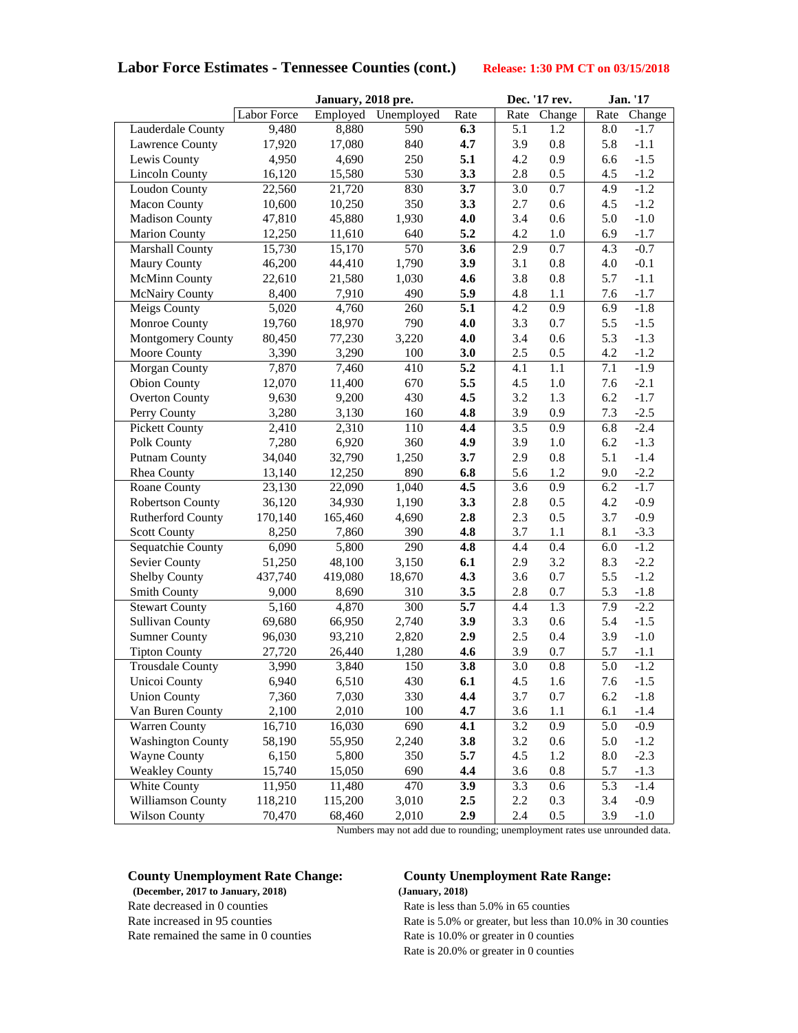## Labor Force Estimates - Tennessee Counties (cont.)

**Release: 1:30 PM CT on 03/15/2018**

| | January, 2018 pre. | | | | Dec. '17 rev. | | Jan. '17 | |
|---|---|---|---|---|---|---|---|---|
| | Labor Force | Employed | Unemployed | Rate | Rate | Change | Rate | Change |
| Lauderdale County | 9,480 | 8,880 | 590 | **6.3** | 5.1 | 1.2 | 8.0 | -1.7 |
| Lawrence County | 17,920 | 17,080 | 840 | **4.7** | 3.9 | 0.8 | 5.8 | -1.1 |
| Lewis County | 4,950 | 4,690 | 250 | **5.1** | 4.2 | 0.9 | 6.6 | -1.5 |
| Lincoln County | 16,120 | 15,580 | 530 | **3.3** | 2.8 | 0.5 | 4.5 | -1.2 |
| Loudon County | 22,560 | 21,720 | 830 | **3.7** | 3.0 | 0.7 | 4.9 | -1.2 |
| Macon County | 10,600 | 10,250 | 350 | **3.3** | 2.7 | 0.6 | 4.5 | -1.2 |
| Madison County | 47,810 | 45,880 | 1,930 | **4.0** | 3.4 | 0.6 | 5.0 | -1.0 |
| Marion County | 12,250 | 11,610 | 640 | **5.2** | 4.2 | 1.0 | 6.9 | -1.7 |
| Marshall County | 15,730 | 15,170 | 570 | **3.6** | 2.9 | 0.7 | 4.3 | -0.7 |
| Maury County | 46,200 | 44,410 | 1,790 | **3.9** | 3.1 | 0.8 | 4.0 | -0.1 |
| McMinn County | 22,610 | 21,580 | 1,030 | **4.6** | 3.8 | 0.8 | 5.7 | -1.1 |
| McNairy County | 8,400 | 7,910 | 490 | **5.9** | 4.8 | 1.1 | 7.6 | -1.7 |
| Meigs County | 5,020 | 4,760 | 260 | **5.1** | 4.2 | 0.9 | 6.9 | -1.8 |
| Monroe County | 19,760 | 18,970 | 790 | **4.0** | 3.3 | 0.7 | 5.5 | -1.5 |
| Montgomery County | 80,450 | 77,230 | 3,220 | **4.0** | 3.4 | 0.6 | 5.3 | -1.3 |
| Moore County | 3,390 | 3,290 | 100 | **3.0** | 2.5 | 0.5 | 4.2 | -1.2 |
| Morgan County | 7,870 | 7,460 | 410 | **5.2** | 4.1 | 1.1 | 7.1 | -1.9 |
| Obion County | 12,070 | 11,400 | 670 | **5.5** | 4.5 | 1.0 | 7.6 | -2.1 |
| Overton County | 9,630 | 9,200 | 430 | **4.5** | 3.2 | 1.3 | 6.2 | -1.7 |
| Perry County | 3,280 | 3,130 | 160 | **4.8** | 3.9 | 0.9 | 7.3 | -2.5 |
| Pickett County | 2,410 | 2,310 | 110 | **4.4** | 3.5 | 0.9 | 6.8 | -2.4 |
| Polk County | 7,280 | 6,920 | 360 | **4.9** | 3.9 | 1.0 | 6.2 | -1.3 |
| Putnam County | 34,040 | 32,790 | 1,250 | **3.7** | 2.9 | 0.8 | 5.1 | -1.4 |
| Rhea County | 13,140 | 12,250 | 890 | **6.8** | 5.6 | 1.2 | 9.0 | -2.2 |
| Roane County | 23,130 | 22,090 | 1,040 | **4.5** | 3.6 | 0.9 | 6.2 | -1.7 |
| Robertson County | 36,120 | 34,930 | 1,190 | **3.3** | 2.8 | 0.5 | 4.2 | -0.9 |
| Rutherford County | 170,140 | 165,460 | 4,690 | **2.8** | 2.3 | 0.5 | 3.7 | -0.9 |
| Scott County | 8,250 | 7,860 | 390 | **4.8** | 3.7 | 1.1 | 8.1 | -3.3 |
| Sequatchie County | 6,090 | 5,800 | 290 | **4.8** | 4.4 | 0.4 | 6.0 | -1.2 |
| Sevier County | 51,250 | 48,100 | 3,150 | **6.1** | 2.9 | 3.2 | 8.3 | -2.2 |
| Shelby County | 437,740 | 419,080 | 18,670 | **4.3** | 3.6 | 0.7 | 5.5 | -1.2 |
| Smith County | 9,000 | 8,690 | 310 | **3.5** | 2.8 | 0.7 | 5.3 | -1.8 |
| Stewart County | 5,160 | 4,870 | 300 | **5.7** | 4.4 | 1.3 | 7.9 | -2.2 |
| Sullivan County | 69,680 | 66,950 | 2,740 | **3.9** | 3.3 | 0.6 | 5.4 | -1.5 |
| Sumner County | 96,030 | 93,210 | 2,820 | **2.9** | 2.5 | 0.4 | 3.9 | -1.0 |
| Tipton County | 27,720 | 26,440 | 1,280 | **4.6** | 3.9 | 0.7 | 5.7 | -1.1 |
| Trousdale County | 3,990 | 3,840 | 150 | **3.8** | 3.0 | 0.8 | 5.0 | -1.2 |
| Unicoi County | 6,940 | 6,510 | 430 | **6.1** | 4.5 | 1.6 | 7.6 | -1.5 |
| Union County | 7,360 | 7,030 | 330 | **4.4** | 3.7 | 0.7 | 6.2 | -1.8 |
| Van Buren County | 2,100 | 2,010 | 100 | **4.7** | 3.6 | 1.1 | 6.1 | -1.4 |
| Warren County | 16,710 | 16,030 | 690 | **4.1** | 3.2 | 0.9 | 5.0 | -0.9 |
| Washington County | 58,190 | 55,950 | 2,240 | **3.8** | 3.2 | 0.6 | 5.0 | -1.2 |
| Wayne County | 6,150 | 5,800 | 350 | **5.7** | 4.5 | 1.2 | 8.0 | -2.3 |
| Weakley County | 15,740 | 15,050 | 690 | **4.4** | 3.6 | 0.8 | 5.7 | -1.3 |
| White County | 11,950 | 11,480 | 470 | **3.9** | 3.3 | 0.6 | 5.3 | -1.4 |
| Williamson County | 118,210 | 115,200 | 3,010 | **2.5** | 2.2 | 0.3 | 3.4 | -0.9 |
| Wilson County | 70,470 | 68,460 | 2,010 | **2.9** | 2.4 | 0.5 | 3.9 | -1.0 |

Numbers may not add due to rounding; unemployment rates use unrounded data.

**County Unemployment Rate Change:**
**(December, 2017 to January, 2018)**
Rate decreased in 0 counties
Rate increased in 95 counties
Rate remained the same in 0 counties

**County Unemployment Rate Range:**
**(January, 2018)**
Rate is less than 5.0% in 65 counties
Rate is 5.0% or greater, but less than 10.0% in 30 counties
Rate is 10.0% or greater in 0 counties
Rate is 20.0% or greater in 0 counties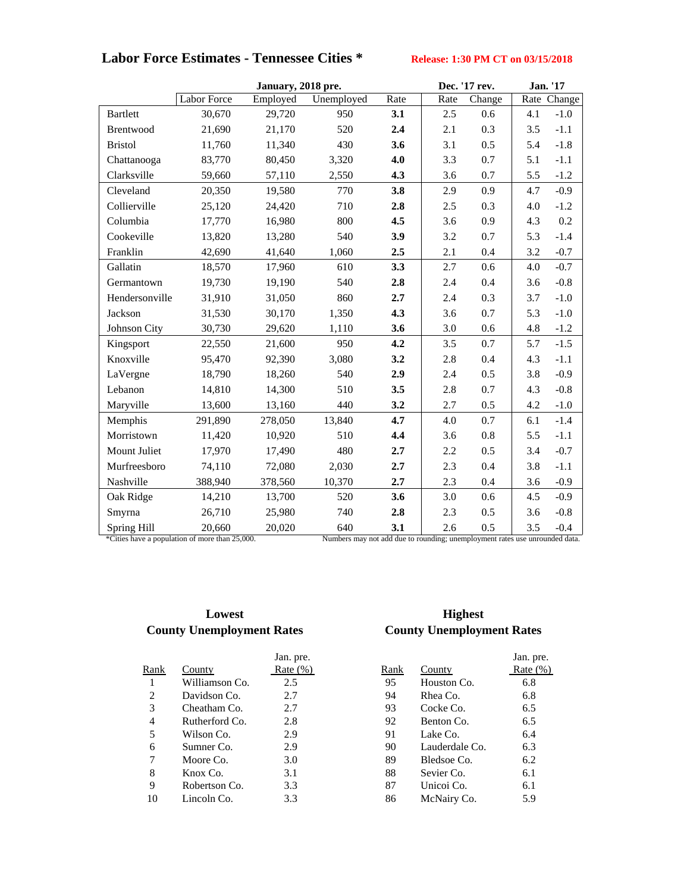# Labor Force Estimates - Tennessee Cities *

**Release: 1:30 PM CT on 03/15/2018**

| | January, 2018 pre. | | | | Dec. '17 rev. | | Jan. '17 | |
|---|---|---|---|---|---|---|---|---|
| | Labor Force | Employed | Unemployed | Rate | Rate | Change | Rate | Change |
| Bartlett | 30,670 | 29,720 | 950 | **3.1** | 2.5 | 0.6 | 4.1 | -1.0 |
| Brentwood | 21,690 | 21,170 | 520 | **2.4** | 2.1 | 0.3 | 3.5 | -1.1 |
| Bristol | 11,760 | 11,340 | 430 | **3.6** | 3.1 | 0.5 | 5.4 | -1.8 |
| Chattanooga | 83,770 | 80,450 | 3,320 | **4.0** | 3.3 | 0.7 | 5.1 | -1.1 |
| Clarksville | 59,660 | 57,110 | 2,550 | **4.3** | 3.6 | 0.7 | 5.5 | -1.2 |
| Cleveland | 20,350 | 19,580 | 770 | **3.8** | 2.9 | 0.9 | 4.7 | -0.9 |
| Collierville | 25,120 | 24,420 | 710 | **2.8** | 2.5 | 0.3 | 4.0 | -1.2 |
| Columbia | 17,770 | 16,980 | 800 | **4.5** | 3.6 | 0.9 | 4.3 | 0.2 |
| Cookeville | 13,820 | 13,280 | 540 | **3.9** | 3.2 | 0.7 | 5.3 | -1.4 |
| Franklin | 42,690 | 41,640 | 1,060 | **2.5** | 2.1 | 0.4 | 3.2 | -0.7 |
| Gallatin | 18,570 | 17,960 | 610 | **3.3** | 2.7 | 0.6 | 4.0 | -0.7 |
| Germantown | 19,730 | 19,190 | 540 | **2.8** | 2.4 | 0.4 | 3.6 | -0.8 |
| Hendersonville | 31,910 | 31,050 | 860 | **2.7** | 2.4 | 0.3 | 3.7 | -1.0 |
| Jackson | 31,530 | 30,170 | 1,350 | **4.3** | 3.6 | 0.7 | 5.3 | -1.0 |
| Johnson City | 30,730 | 29,620 | 1,110 | **3.6** | 3.0 | 0.6 | 4.8 | -1.2 |
| Kingsport | 22,550 | 21,600 | 950 | **4.2** | 3.5 | 0.7 | 5.7 | -1.5 |
| Knoxville | 95,470 | 92,390 | 3,080 | **3.2** | 2.8 | 0.4 | 4.3 | -1.1 |
| LaVergne | 18,790 | 18,260 | 540 | **2.9** | 2.4 | 0.5 | 3.8 | -0.9 |
| Lebanon | 14,810 | 14,300 | 510 | **3.5** | 2.8 | 0.7 | 4.3 | -0.8 |
| Maryville | 13,600 | 13,160 | 440 | **3.2** | 2.7 | 0.5 | 4.2 | -1.0 |
| Memphis | 291,890 | 278,050 | 13,840 | **4.7** | 4.0 | 0.7 | 6.1 | -1.4 |
| Morristown | 11,420 | 10,920 | 510 | **4.4** | 3.6 | 0.8 | 5.5 | -1.1 |
| Mount Juliet | 17,970 | 17,490 | 480 | **2.7** | 2.2 | 0.5 | 3.4 | -0.7 |
| Murfreesboro | 74,110 | 72,080 | 2,030 | **2.7** | 2.3 | 0.4 | 3.8 | -1.1 |
| Nashville | 388,940 | 378,560 | 10,370 | **2.7** | 2.3 | 0.4 | 3.6 | -0.9 |
| Oak Ridge | 14,210 | 13,700 | 520 | **3.6** | 3.0 | 0.6 | 4.5 | -0.9 |
| Smyrna | 26,710 | 25,980 | 740 | **2.8** | 2.3 | 0.5 | 3.6 | -0.8 |
| Spring Hill | 20,660 | 20,020 | 640 | **3.1** | 2.6 | 0.5 | 3.5 | -0.4 |

*Cities have a population of more than 25,000.

Numbers may not add due to rounding; unemployment rates use unrounded data.

## Lowest County Unemployment Rates

| Rank | County | Jan. pre. Rate (%) |
|---|---|---|
| 1 | Williamson Co. | 2.5 |
| 2 | Davidson Co. | 2.7 |
| 3 | Cheatham Co. | 2.7 |
| 4 | Rutherford Co. | 2.8 |
| 5 | Wilson Co. | 2.9 |
| 6 | Sumner Co. | 2.9 |
| 7 | Moore Co. | 3.0 |
| 8 | Knox Co. | 3.1 |
| 9 | Robertson Co. | 3.3 |
| 10 | Lincoln Co. | 3.3 |

## Highest County Unemployment Rates

| Rank | County | Jan. pre. Rate (%) |
|---|---|---|
| 95 | Houston Co. | 6.8 |
| 94 | Rhea Co. | 6.8 |
| 93 | Cocke Co. | 6.5 |
| 92 | Benton Co. | 6.5 |
| 91 | Lake Co. | 6.4 |
| 90 | Lauderdale Co. | 6.3 |
| 89 | Bledsoe Co. | 6.2 |
| 88 | Sevier Co. | 6.1 |
| 87 | Unicoi Co. | 6.1 |
| 86 | McNairy Co. | 5.9 |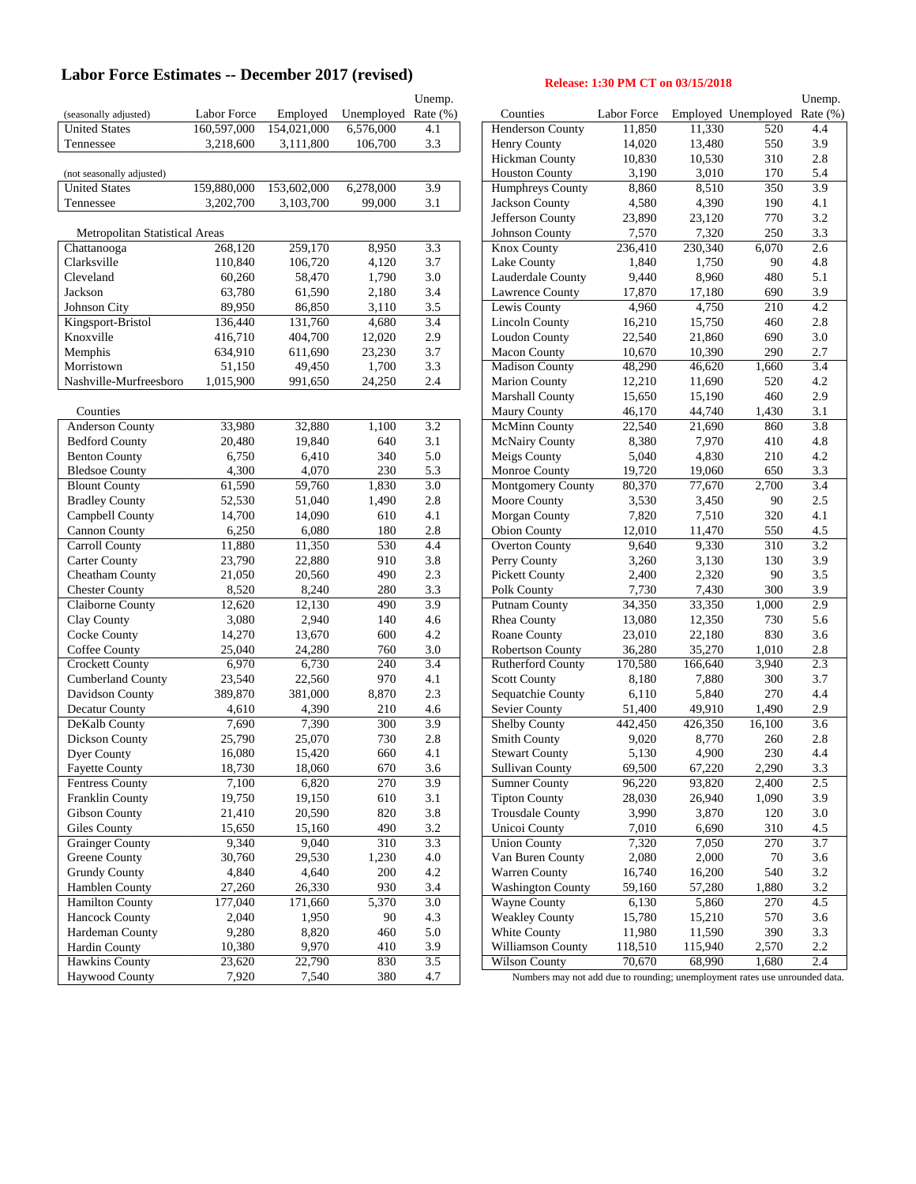# Labor Force Estimates -- December 2017 (revised)

**Release: 1:30 PM CT on 03/15/2018**

| (seasonally adjusted) | Labor Force | Employed | Unemployed | Unemp. Rate (%) |
|---|---|---|---|---|
| United States | 160,597,000 | 154,021,000 | 6,576,000 | 4.1 |
| Tennessee | 3,218,600 | 3,111,800 | 106,700 | 3.3 |

| (not seasonally adjusted) | Labor Force | Employed | Unemployed | Unemp. Rate (%) |
|---|---|---|---|---|
| United States | 159,880,000 | 153,602,000 | 6,278,000 | 3.9 |
| Tennessee | 3,202,700 | 3,103,700 | 99,000 | 3.1 |

| Metropolitan Statistical Areas | Labor Force | Employed | Unemployed | Unemp. Rate (%) |
|---|---|---|---|---|
| Chattanooga | 268,120 | 259,170 | 8,950 | 3.3 |
| Clarksville | 110,840 | 106,720 | 4,120 | 3.7 |
| Cleveland | 60,260 | 58,470 | 1,790 | 3.0 |
| Jackson | 63,780 | 61,590 | 2,180 | 3.4 |
| Johnson City | 89,950 | 86,850 | 3,110 | 3.5 |
| Kingsport-Bristol | 136,440 | 131,760 | 4,680 | 3.4 |
| Knoxville | 416,710 | 404,700 | 12,020 | 2.9 |
| Memphis | 634,910 | 611,690 | 23,230 | 3.7 |
| Morristown | 51,150 | 49,450 | 1,700 | 3.3 |
| Nashville-Murfreesboro | 1,015,900 | 991,650 | 24,250 | 2.4 |

| Counties | Labor Force | Employed | Unemployed | Unemp. Rate (%) |
|---|---|---|---|---|
| Anderson County | 33,980 | 32,880 | 1,100 | 3.2 |
| Bedford County | 20,480 | 19,840 | 640 | 3.1 |
| Benton County | 6,750 | 6,410 | 340 | 5.0 |
| Bledsoe County | 4,300 | 4,070 | 230 | 5.3 |
| Blount County | 61,590 | 59,760 | 1,830 | 3.0 |
| Bradley County | 52,530 | 51,040 | 1,490 | 2.8 |
| Campbell County | 14,700 | 14,090 | 610 | 4.1 |
| Cannon County | 6,250 | 6,080 | 180 | 2.8 |
| Carroll County | 11,880 | 11,350 | 530 | 4.4 |
| Carter County | 23,790 | 22,880 | 910 | 3.8 |
| Cheatham County | 21,050 | 20,560 | 490 | 2.3 |
| Chester County | 8,520 | 8,240 | 280 | 3.3 |
| Claiborne County | 12,620 | 12,130 | 490 | 3.9 |
| Clay County | 3,080 | 2,940 | 140 | 4.6 |
| Cocke County | 14,270 | 13,670 | 600 | 4.2 |
| Coffee County | 25,040 | 24,280 | 760 | 3.0 |
| Crockett County | 6,970 | 6,730 | 240 | 3.4 |
| Cumberland County | 23,540 | 22,560 | 970 | 4.1 |
| Davidson County | 389,870 | 381,000 | 8,870 | 2.3 |
| Decatur County | 4,610 | 4,390 | 210 | 4.6 |
| DeKalb County | 7,690 | 7,390 | 300 | 3.9 |
| Dickson County | 25,790 | 25,070 | 730 | 2.8 |
| Dyer County | 16,080 | 15,420 | 660 | 4.1 |
| Fayette County | 18,730 | 18,060 | 670 | 3.6 |
| Fentress County | 7,100 | 6,820 | 270 | 3.9 |
| Franklin County | 19,750 | 19,150 | 610 | 3.1 |
| Gibson County | 21,410 | 20,590 | 820 | 3.8 |
| Giles County | 15,650 | 15,160 | 490 | 3.2 |
| Grainger County | 9,340 | 9,040 | 310 | 3.3 |
| Greene County | 30,760 | 29,530 | 1,230 | 4.0 |
| Grundy County | 4,840 | 4,640 | 200 | 4.2 |
| Hamblen County | 27,260 | 26,330 | 930 | 3.4 |
| Hamilton County | 177,040 | 171,660 | 5,370 | 3.0 |
| Hancock County | 2,040 | 1,950 | 90 | 4.3 |
| Hardeman County | 9,280 | 8,820 | 460 | 5.0 |
| Hardin County | 10,380 | 9,970 | 410 | 3.9 |
| Hawkins County | 23,620 | 22,790 | 830 | 3.5 |
| Haywood County | 7,920 | 7,540 | 380 | 4.7 |
| Henderson County | 11,850 | 11,330 | 520 | 4.4 |
| Henry County | 14,020 | 13,480 | 550 | 3.9 |
| Hickman County | 10,830 | 10,530 | 310 | 2.8 |
| Houston County | 3,190 | 3,010 | 170 | 5.4 |
| Humphreys County | 8,860 | 8,510 | 350 | 3.9 |
| Jackson County | 4,580 | 4,390 | 190 | 4.1 |
| Jefferson County | 23,890 | 23,120 | 770 | 3.2 |
| Johnson County | 7,570 | 7,320 | 250 | 3.3 |
| Knox County | 236,410 | 230,340 | 6,070 | 2.6 |
| Lake County | 1,840 | 1,750 | 90 | 4.8 |
| Lauderdale County | 9,440 | 8,960 | 480 | 5.1 |
| Lawrence County | 17,870 | 17,180 | 690 | 3.9 |
| Lewis County | 4,960 | 4,750 | 210 | 4.2 |
| Lincoln County | 16,210 | 15,750 | 460 | 2.8 |
| Loudon County | 22,540 | 21,860 | 690 | 3.0 |
| Macon County | 10,670 | 10,390 | 290 | 2.7 |
| Madison County | 48,290 | 46,620 | 1,660 | 3.4 |
| Marion County | 12,210 | 11,690 | 520 | 4.2 |
| Marshall County | 15,650 | 15,190 | 460 | 2.9 |
| Maury County | 46,170 | 44,740 | 1,430 | 3.1 |
| McMinn County | 22,540 | 21,690 | 860 | 3.8 |
| McNairy County | 8,380 | 7,970 | 410 | 4.8 |
| Meigs County | 5,040 | 4,830 | 210 | 4.2 |
| Monroe County | 19,720 | 19,060 | 650 | 3.3 |
| Montgomery County | 80,370 | 77,670 | 2,700 | 3.4 |
| Moore County | 3,530 | 3,450 | 90 | 2.5 |
| Morgan County | 7,820 | 7,510 | 320 | 4.1 |
| Obion County | 12,010 | 11,470 | 550 | 4.5 |
| Overton County | 9,640 | 9,330 | 310 | 3.2 |
| Perry County | 3,260 | 3,130 | 130 | 3.9 |
| Pickett County | 2,400 | 2,320 | 90 | 3.5 |
| Polk County | 7,730 | 7,430 | 300 | 3.9 |
| Putnam County | 34,350 | 33,350 | 1,000 | 2.9 |
| Rhea County | 13,080 | 12,350 | 730 | 5.6 |
| Roane County | 23,010 | 22,180 | 830 | 3.6 |
| Robertson County | 36,280 | 35,270 | 1,010 | 2.8 |
| Rutherford County | 170,580 | 166,640 | 3,940 | 2.3 |
| Scott County | 8,180 | 7,880 | 300 | 3.7 |
| Sequatchie County | 6,110 | 5,840 | 270 | 4.4 |
| Sevier County | 51,400 | 49,910 | 1,490 | 2.9 |
| Shelby County | 442,450 | 426,350 | 16,100 | 3.6 |
| Smith County | 9,020 | 8,770 | 260 | 2.8 |
| Stewart County | 5,130 | 4,900 | 230 | 4.4 |
| Sullivan County | 69,500 | 67,220 | 2,290 | 3.3 |
| Sumner County | 96,220 | 93,820 | 2,400 | 2.5 |
| Tipton County | 28,030 | 26,940 | 1,090 | 3.9 |
| Trousdale County | 3,990 | 3,870 | 120 | 3.0 |
| Unicoi County | 7,010 | 6,690 | 310 | 4.5 |
| Union County | 7,320 | 7,050 | 270 | 3.7 |
| Van Buren County | 2,080 | 2,000 | 70 | 3.6 |
| Warren County | 16,740 | 16,200 | 540 | 3.2 |
| Washington County | 59,160 | 57,280 | 1,880 | 3.2 |
| Wayne County | 6,130 | 5,860 | 270 | 4.5 |
| Weakley County | 15,780 | 15,210 | 570 | 3.6 |
| White County | 11,980 | 11,590 | 390 | 3.3 |
| Williamson County | 118,510 | 115,940 | 2,570 | 2.2 |
| Wilson County | 70,670 | 68,990 | 1,680 | 2.4 |

Numbers may not add due to rounding; unemployment rates use unrounded data.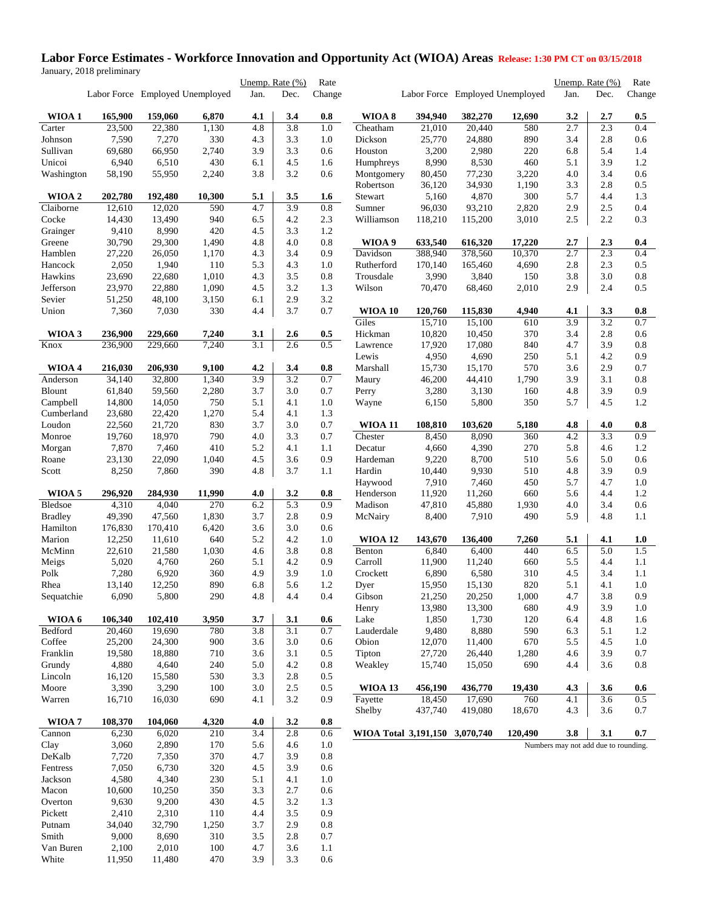# Labor Force Estimates - Workforce Innovation and Opportunity Act (WIOA) Areas

**Release: 1:30 PM CT on 03/15/2018**

January, 2018 preliminary

| | Labor Force | Employed | Unemployed | Unemp. Rate (%) Jan. | Unemp. Rate (%) Dec. | Rate Change |
|---|---|---|---|---|---|---|
| **WIOA 1** | **165,900** | **159,060** | **6,870** | **4.1** | **3.4** | **0.8** |
| Carter | 23,500 | 22,380 | 1,130 | 4.8 | 3.8 | 1.0 |
| Johnson | 7,590 | 7,270 | 330 | 4.3 | 3.3 | 1.0 |
| Sullivan | 69,680 | 66,950 | 2,740 | 3.9 | 3.3 | 0.6 |
| Unicoi | 6,940 | 6,510 | 430 | 6.1 | 4.5 | 1.6 |
| Washington | 58,190 | 55,950 | 2,240 | 3.8 | 3.2 | 0.6 |
| **WIOA 2** | **202,780** | **192,480** | **10,300** | **5.1** | **3.5** | **1.6** |
| Claiborne | 12,610 | 12,020 | 590 | 4.7 | 3.9 | 0.8 |
| Cocke | 14,430 | 13,490 | 940 | 6.5 | 4.2 | 2.3 |
| Grainger | 9,410 | 8,990 | 420 | 4.5 | 3.3 | 1.2 |
| Greene | 30,790 | 29,300 | 1,490 | 4.8 | 4.0 | 0.8 |
| Hamblen | 27,220 | 26,050 | 1,170 | 4.3 | 3.4 | 0.9 |
| Hancock | 2,050 | 1,940 | 110 | 5.3 | 4.3 | 1.0 |
| Hawkins | 23,690 | 22,680 | 1,010 | 4.3 | 3.5 | 0.8 |
| Jefferson | 23,970 | 22,880 | 1,090 | 4.5 | 3.2 | 1.3 |
| Sevier | 51,250 | 48,100 | 3,150 | 6.1 | 2.9 | 3.2 |
| Union | 7,360 | 7,030 | 330 | 4.4 | 3.7 | 0.7 |
| **WIOA 3** | **236,900** | **229,660** | **7,240** | **3.1** | **2.6** | **0.5** |
| Knox | 236,900 | 229,660 | 7,240 | 3.1 | 2.6 | 0.5 |
| **WIOA 4** | **216,030** | **206,930** | **9,100** | **4.2** | **3.4** | **0.8** |
| Anderson | 34,140 | 32,800 | 1,340 | 3.9 | 3.2 | 0.7 |
| Blount | 61,840 | 59,560 | 2,280 | 3.7 | 3.0 | 0.7 |
| Campbell | 14,800 | 14,050 | 750 | 5.1 | 4.1 | 1.0 |
| Cumberland | 23,680 | 22,420 | 1,270 | 5.4 | 4.1 | 1.3 |
| Loudon | 22,560 | 21,720 | 830 | 3.7 | 3.0 | 0.7 |
| Monroe | 19,760 | 18,970 | 790 | 4.0 | 3.3 | 0.7 |
| Morgan | 7,870 | 7,460 | 410 | 5.2 | 4.1 | 1.1 |
| Roane | 23,130 | 22,090 | 1,040 | 4.5 | 3.6 | 0.9 |
| Scott | 8,250 | 7,860 | 390 | 4.8 | 3.7 | 1.1 |
| **WIOA 5** | **296,920** | **284,930** | **11,990** | **4.0** | **3.2** | **0.8** |
| Bledsoe | 4,310 | 4,040 | 270 | 6.2 | 5.3 | 0.9 |
| Bradley | 49,390 | 47,560 | 1,830 | 3.7 | 2.8 | 0.9 |
| Hamilton | 176,830 | 170,410 | 6,420 | 3.6 | 3.0 | 0.6 |
| Marion | 12,250 | 11,610 | 640 | 5.2 | 4.2 | 1.0 |
| McMinn | 22,610 | 21,580 | 1,030 | 4.6 | 3.8 | 0.8 |
| Meigs | 5,020 | 4,760 | 260 | 5.1 | 4.2 | 0.9 |
| Polk | 7,280 | 6,920 | 360 | 4.9 | 3.9 | 1.0 |
| Rhea | 13,140 | 12,250 | 890 | 6.8 | 5.6 | 1.2 |
| Sequatchie | 6,090 | 5,800 | 290 | 4.8 | 4.4 | 0.4 |
| **WIOA 6** | **106,340** | **102,410** | **3,950** | **3.7** | **3.1** | **0.6** |
| Bedford | 20,460 | 19,690 | 780 | 3.8 | 3.1 | 0.7 |
| Coffee | 25,200 | 24,300 | 900 | 3.6 | 3.0 | 0.6 |
| Franklin | 19,580 | 18,880 | 710 | 3.6 | 3.1 | 0.5 |
| Grundy | 4,880 | 4,640 | 240 | 5.0 | 4.2 | 0.8 |
| Lincoln | 16,120 | 15,580 | 530 | 3.3 | 2.8 | 0.5 |
| Moore | 3,390 | 3,290 | 100 | 3.0 | 2.5 | 0.5 |
| Warren | 16,710 | 16,030 | 690 | 4.1 | 3.2 | 0.9 |
| **WIOA 7** | **108,370** | **104,060** | **4,320** | **4.0** | **3.2** | **0.8** |
| Cannon | 6,230 | 6,020 | 210 | 3.4 | 2.8 | 0.6 |
| Clay | 3,060 | 2,890 | 170 | 5.6 | 4.6 | 1.0 |
| DeKalb | 7,720 | 7,350 | 370 | 4.7 | 3.9 | 0.8 |
| Fentress | 7,050 | 6,730 | 320 | 4.5 | 3.9 | 0.6 |
| Jackson | 4,580 | 4,340 | 230 | 5.1 | 4.1 | 1.0 |
| Macon | 10,600 | 10,250 | 350 | 3.3 | 2.7 | 0.6 |
| Overton | 9,630 | 9,200 | 430 | 4.5 | 3.2 | 1.3 |
| Pickett | 2,410 | 2,310 | 110 | 4.4 | 3.5 | 0.9 |
| Putnam | 34,040 | 32,790 | 1,250 | 3.7 | 2.9 | 0.8 |
| Smith | 9,000 | 8,690 | 310 | 3.5 | 2.8 | 0.7 |
| Van Buren | 2,100 | 2,010 | 100 | 4.7 | 3.6 | 1.1 |
| White | 11,950 | 11,480 | 470 | 3.9 | 3.3 | 0.6 |
| **WIOA 8** | **394,940** | **382,270** | **12,690** | **3.2** | **2.7** | **0.5** |
| Cheatham | 21,010 | 20,440 | 580 | 2.7 | 2.3 | 0.4 |
| Dickson | 25,770 | 24,880 | 890 | 3.4 | 2.8 | 0.6 |
| Houston | 3,200 | 2,980 | 220 | 6.8 | 5.4 | 1.4 |
| Humphreys | 8,990 | 8,530 | 460 | 5.1 | 3.9 | 1.2 |
| Montgomery | 80,450 | 77,230 | 3,220 | 4.0 | 3.4 | 0.6 |
| Robertson | 36,120 | 34,930 | 1,190 | 3.3 | 2.8 | 0.5 |
| Stewart | 5,160 | 4,870 | 300 | 5.7 | 4.4 | 1.3 |
| Sumner | 96,030 | 93,210 | 2,820 | 2.9 | 2.5 | 0.4 |
| Williamson | 118,210 | 115,200 | 3,010 | 2.5 | 2.2 | 0.3 |
| **WIOA 9** | **633,540** | **616,320** | **17,220** | **2.7** | **2.3** | **0.4** |
| Davidson | 388,940 | 378,560 | 10,370 | 2.7 | 2.3 | 0.4 |
| Rutherford | 170,140 | 165,460 | 4,690 | 2.8 | 2.3 | 0.5 |
| Trousdale | 3,990 | 3,840 | 150 | 3.8 | 3.0 | 0.8 |
| Wilson | 70,470 | 68,460 | 2,010 | 2.9 | 2.4 | 0.5 |
| **WIOA 10** | **120,760** | **115,830** | **4,940** | **4.1** | **3.3** | **0.8** |
| Giles | 15,710 | 15,100 | 610 | 3.9 | 3.2 | 0.7 |
| Hickman | 10,820 | 10,450 | 370 | 3.4 | 2.8 | 0.6 |
| Lawrence | 17,920 | 17,080 | 840 | 4.7 | 3.9 | 0.8 |
| Lewis | 4,950 | 4,690 | 250 | 5.1 | 4.2 | 0.9 |
| Marshall | 15,730 | 15,170 | 570 | 3.6 | 2.9 | 0.7 |
| Maury | 46,200 | 44,410 | 1,790 | 3.9 | 3.1 | 0.8 |
| Perry | 3,280 | 3,130 | 160 | 4.8 | 3.9 | 0.9 |
| Wayne | 6,150 | 5,800 | 350 | 5.7 | 4.5 | 1.2 |
| **WIOA 11** | **108,810** | **103,620** | **5,180** | **4.8** | **4.0** | **0.8** |
| Chester | 8,450 | 8,090 | 360 | 4.2 | 3.3 | 0.9 |
| Decatur | 4,660 | 4,390 | 270 | 5.8 | 4.6 | 1.2 |
| Hardeman | 9,220 | 8,700 | 510 | 5.6 | 5.0 | 0.6 |
| Hardin | 10,440 | 9,930 | 510 | 4.8 | 3.9 | 0.9 |
| Haywood | 7,910 | 7,460 | 450 | 5.7 | 4.7 | 1.0 |
| Henderson | 11,920 | 11,260 | 660 | 5.6 | 4.4 | 1.2 |
| Madison | 47,810 | 45,880 | 1,930 | 4.0 | 3.4 | 0.6 |
| McNairy | 8,400 | 7,910 | 490 | 5.9 | 4.8 | 1.1 |
| **WIOA 12** | **143,670** | **136,400** | **7,260** | **5.1** | **4.1** | **1.0** |
| Benton | 6,840 | 6,400 | 440 | 6.5 | 5.0 | 1.5 |
| Carroll | 11,900 | 11,240 | 660 | 5.5 | 4.4 | 1.1 |
| Crockett | 6,890 | 6,580 | 310 | 4.5 | 3.4 | 1.1 |
| Dyer | 15,950 | 15,130 | 820 | 5.1 | 4.1 | 1.0 |
| Gibson | 21,250 | 20,250 | 1,000 | 4.7 | 3.8 | 0.9 |
| Henry | 13,980 | 13,300 | 680 | 4.9 | 3.9 | 1.0 |
| Lake | 1,850 | 1,730 | 120 | 6.4 | 4.8 | 1.6 |
| Lauderdale | 9,480 | 8,880 | 590 | 6.3 | 5.1 | 1.2 |
| Obion | 12,070 | 11,400 | 670 | 5.5 | 4.5 | 1.0 |
| Tipton | 27,720 | 26,440 | 1,280 | 4.6 | 3.9 | 0.7 |
| Weakley | 15,740 | 15,050 | 690 | 4.4 | 3.6 | 0.8 |
| **WIOA 13** | **456,190** | **436,770** | **19,430** | **4.3** | **3.6** | **0.6** |
| Fayette | 18,450 | 17,690 | 760 | 4.1 | 3.6 | 0.5 |
| Shelby | 437,740 | 419,080 | 18,670 | 4.3 | 3.6 | 0.7 |
| **WIOA Total** | **3,191,150** | **3,070,740** | **120,490** | **3.8** | **3.1** | **0.7** |

Numbers may not add due to rounding.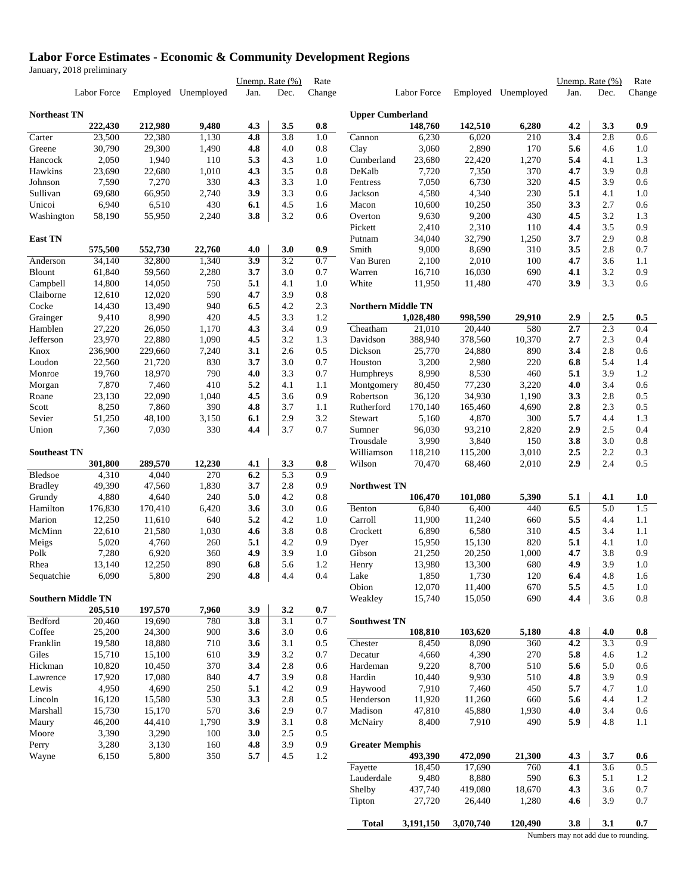# Labor Force Estimates - Economic & Community Development Regions

January, 2018 preliminary

| | Labor Force | Employed | Unemployed | Unemp. Rate (%) Jan. | Unemp. Rate (%) Dec. | Rate Change |
|---|---|---|---|---|---|---|
| **Northeast TN** | **222,430** | **212,980** | **9,480** | **4.3** | **3.5** | **0.8** |
| Carter | 23,500 | 22,380 | 1,130 | **4.8** | 3.8 | 1.0 |
| Greene | 30,790 | 29,300 | 1,490 | **4.8** | 4.0 | 0.8 |
| Hancock | 2,050 | 1,940 | 110 | **5.3** | 4.3 | 1.0 |
| Hawkins | 23,690 | 22,680 | 1,010 | **4.3** | 3.5 | 0.8 |
| Johnson | 7,590 | 7,270 | 330 | **4.3** | 3.3 | 1.0 |
| Sullivan | 69,680 | 66,950 | 2,740 | **3.9** | 3.3 | 0.6 |
| Unicoi | 6,940 | 6,510 | 430 | **6.1** | 4.5 | 1.6 |
| Washington | 58,190 | 55,950 | 2,240 | **3.8** | 3.2 | 0.6 |
| **East TN** | **575,500** | **552,730** | **22,760** | **4.0** | **3.0** | **0.9** |
| Anderson | 34,140 | 32,800 | 1,340 | **3.9** | 3.2 | 0.7 |
| Blount | 61,840 | 59,560 | 2,280 | **3.7** | 3.0 | 0.7 |
| Campbell | 14,800 | 14,050 | 750 | **5.1** | 4.1 | 1.0 |
| Claiborne | 12,610 | 12,020 | 590 | **4.7** | 3.9 | 0.8 |
| Cocke | 14,430 | 13,490 | 940 | **6.5** | 4.2 | 2.3 |
| Grainger | 9,410 | 8,990 | 420 | **4.5** | 3.3 | 1.2 |
| Hamblen | 27,220 | 26,050 | 1,170 | **4.3** | 3.4 | 0.9 |
| Jefferson | 23,970 | 22,880 | 1,090 | **4.5** | 3.2 | 1.3 |
| Knox | 236,900 | 229,660 | 7,240 | **3.1** | 2.6 | 0.5 |
| Loudon | 22,560 | 21,720 | 830 | **3.7** | 3.0 | 0.7 |
| Monroe | 19,760 | 18,970 | 790 | **4.0** | 3.3 | 0.7 |
| Morgan | 7,870 | 7,460 | 410 | **5.2** | 4.1 | 1.1 |
| Roane | 23,130 | 22,090 | 1,040 | **4.5** | 3.6 | 0.9 |
| Scott | 8,250 | 7,860 | 390 | **4.8** | 3.7 | 1.1 |
| Sevier | 51,250 | 48,100 | 3,150 | **6.1** | 2.9 | 3.2 |
| Union | 7,360 | 7,030 | 330 | **4.4** | 3.7 | 0.7 |
| **Southeast TN** | **301,800** | **289,570** | **12,230** | **4.1** | **3.3** | **0.8** |
| Bledsoe | 4,310 | 4,040 | 270 | **6.2** | 5.3 | 0.9 |
| Bradley | 49,390 | 47,560 | 1,830 | **3.7** | 2.8 | 0.9 |
| Grundy | 4,880 | 4,640 | 240 | **5.0** | 4.2 | 0.8 |
| Hamilton | 176,830 | 170,410 | 6,420 | **3.6** | 3.0 | 0.6 |
| Marion | 12,250 | 11,610 | 640 | **5.2** | 4.2 | 1.0 |
| McMinn | 22,610 | 21,580 | 1,030 | **4.6** | 3.8 | 0.8 |
| Meigs | 5,020 | 4,760 | 260 | **5.1** | 4.2 | 0.9 |
| Polk | 7,280 | 6,920 | 360 | **4.9** | 3.9 | 1.0 |
| Rhea | 13,140 | 12,250 | 890 | **6.8** | 5.6 | 1.2 |
| Sequatchie | 6,090 | 5,800 | 290 | **4.8** | 4.4 | 0.4 |
| **Southern Middle TN** | **205,510** | **197,570** | **7,960** | **3.9** | **3.2** | **0.7** |
| Bedford | 20,460 | 19,690 | 780 | **3.8** | 3.1 | 0.7 |
| Coffee | 25,200 | 24,300 | 900 | **3.6** | 3.0 | 0.6 |
| Franklin | 19,580 | 18,880 | 710 | **3.6** | 3.1 | 0.5 |
| Giles | 15,710 | 15,100 | 610 | **3.9** | 3.2 | 0.7 |
| Hickman | 10,820 | 10,450 | 370 | **3.4** | 2.8 | 0.6 |
| Lawrence | 17,920 | 17,080 | 840 | **4.7** | 3.9 | 0.8 |
| Lewis | 4,950 | 4,690 | 250 | **5.1** | 4.2 | 0.9 |
| Lincoln | 16,120 | 15,580 | 530 | **3.3** | 2.8 | 0.5 |
| Marshall | 15,730 | 15,170 | 570 | **3.6** | 2.9 | 0.7 |
| Maury | 46,200 | 44,410 | 1,790 | **3.9** | 3.1 | 0.8 |
| Moore | 3,390 | 3,290 | 100 | **3.0** | 2.5 | 0.5 |
| Perry | 3,280 | 3,130 | 160 | **4.8** | 3.9 | 0.9 |
| Wayne | 6,150 | 5,800 | 350 | **5.7** | 4.5 | 1.2 |
| **Upper Cumberland** | **148,760** | **142,510** | **6,280** | **4.2** | **3.3** | **0.9** |
| Cannon | 6,230 | 6,020 | 210 | **3.4** | 2.8 | 0.6 |
| Clay | 3,060 | 2,890 | 170 | **5.6** | 4.6 | 1.0 |
| Cumberland | 23,680 | 22,420 | 1,270 | **5.4** | 4.1 | 1.3 |
| DeKalb | 7,720 | 7,350 | 370 | **4.7** | 3.9 | 0.8 |
| Fentress | 7,050 | 6,730 | 320 | **4.5** | 3.9 | 0.6 |
| Jackson | 4,580 | 4,340 | 230 | **5.1** | 4.1 | 1.0 |
| Macon | 10,600 | 10,250 | 350 | **3.3** | 2.7 | 0.6 |
| Overton | 9,630 | 9,200 | 430 | **4.5** | 3.2 | 1.3 |
| Pickett | 2,410 | 2,310 | 110 | **4.4** | 3.5 | 0.9 |
| Putnam | 34,040 | 32,790 | 1,250 | **3.7** | 2.9 | 0.8 |
| Smith | 9,000 | 8,690 | 310 | **3.5** | 2.8 | 0.7 |
| Van Buren | 2,100 | 2,010 | 100 | **4.7** | 3.6 | 1.1 |
| Warren | 16,710 | 16,030 | 690 | **4.1** | 3.2 | 0.9 |
| White | 11,950 | 11,480 | 470 | **3.9** | 3.3 | 0.6 |
| **Northern Middle TN** | **1,028,480** | **998,590** | **29,910** | **2.9** | **2.5** | **0.5** |
| Cheatham | 21,010 | 20,440 | 580 | **2.7** | 2.3 | 0.4 |
| Davidson | 388,940 | 378,560 | 10,370 | **2.7** | 2.3 | 0.4 |
| Dickson | 25,770 | 24,880 | 890 | **3.4** | 2.8 | 0.6 |
| Houston | 3,200 | 2,980 | 220 | **6.8** | 5.4 | 1.4 |
| Humphreys | 8,990 | 8,530 | 460 | **5.1** | 3.9 | 1.2 |
| Montgomery | 80,450 | 77,230 | 3,220 | **4.0** | 3.4 | 0.6 |
| Robertson | 36,120 | 34,930 | 1,190 | **3.3** | 2.8 | 0.5 |
| Rutherford | 170,140 | 165,460 | 4,690 | **2.8** | 2.3 | 0.5 |
| Stewart | 5,160 | 4,870 | 300 | **5.7** | 4.4 | 1.3 |
| Sumner | 96,030 | 93,210 | 2,820 | **2.9** | 2.5 | 0.4 |
| Trousdale | 3,990 | 3,840 | 150 | **3.8** | 3.0 | 0.8 |
| Williamson | 118,210 | 115,200 | 3,010 | **2.5** | 2.2 | 0.3 |
| Wilson | 70,470 | 68,460 | 2,010 | **2.9** | 2.4 | 0.5 |
| **Northwest TN** | **106,470** | **101,080** | **5,390** | **5.1** | **4.1** | **1.0** |
| Benton | 6,840 | 6,400 | 440 | **6.5** | 5.0 | 1.5 |
| Carroll | 11,900 | 11,240 | 660 | **5.5** | 4.4 | 1.1 |
| Crockett | 6,890 | 6,580 | 310 | **4.5** | 3.4 | 1.1 |
| Dyer | 15,950 | 15,130 | 820 | **5.1** | 4.1 | 1.0 |
| Gibson | 21,250 | 20,250 | 1,000 | **4.7** | 3.8 | 0.9 |
| Henry | 13,980 | 13,300 | 680 | **4.9** | 3.9 | 1.0 |
| Lake | 1,850 | 1,730 | 120 | **6.4** | 4.8 | 1.6 |
| Obion | 12,070 | 11,400 | 670 | **5.5** | 4.5 | 1.0 |
| Weakley | 15,740 | 15,050 | 690 | **4.4** | 3.6 | 0.8 |
| **Southwest TN** | **108,810** | **103,620** | **5,180** | **4.8** | **4.0** | **0.8** |
| Chester | 8,450 | 8,090 | 360 | **4.2** | 3.3 | 0.9 |
| Decatur | 4,660 | 4,390 | 270 | **5.8** | 4.6 | 1.2 |
| Hardeman | 9,220 | 8,700 | 510 | **5.6** | 5.0 | 0.6 |
| Hardin | 10,440 | 9,930 | 510 | **4.8** | 3.9 | 0.9 |
| Haywood | 7,910 | 7,460 | 450 | **5.7** | 4.7 | 1.0 |
| Henderson | 11,920 | 11,260 | 660 | **5.6** | 4.4 | 1.2 |
| Madison | 47,810 | 45,880 | 1,930 | **4.0** | 3.4 | 0.6 |
| McNairy | 8,400 | 7,910 | 490 | **5.9** | 4.8 | 1.1 |
| **Greater Memphis** | **493,390** | **472,090** | **21,300** | **4.3** | **3.7** | **0.6** |
| Fayette | 18,450 | 17,690 | 760 | **4.1** | 3.6 | 0.5 |
| Lauderdale | 9,480 | 8,880 | 590 | **6.3** | 5.1 | 1.2 |
| Shelby | 437,740 | 419,080 | 18,670 | **4.3** | 3.6 | 0.7 |
| Tipton | 27,720 | 26,440 | 1,280 | **4.6** | 3.9 | 0.7 |
| **Total** | **3,191,150** | **3,070,740** | **120,490** | **3.8** | **3.1** | **0.7** |

Numbers may not add due to rounding.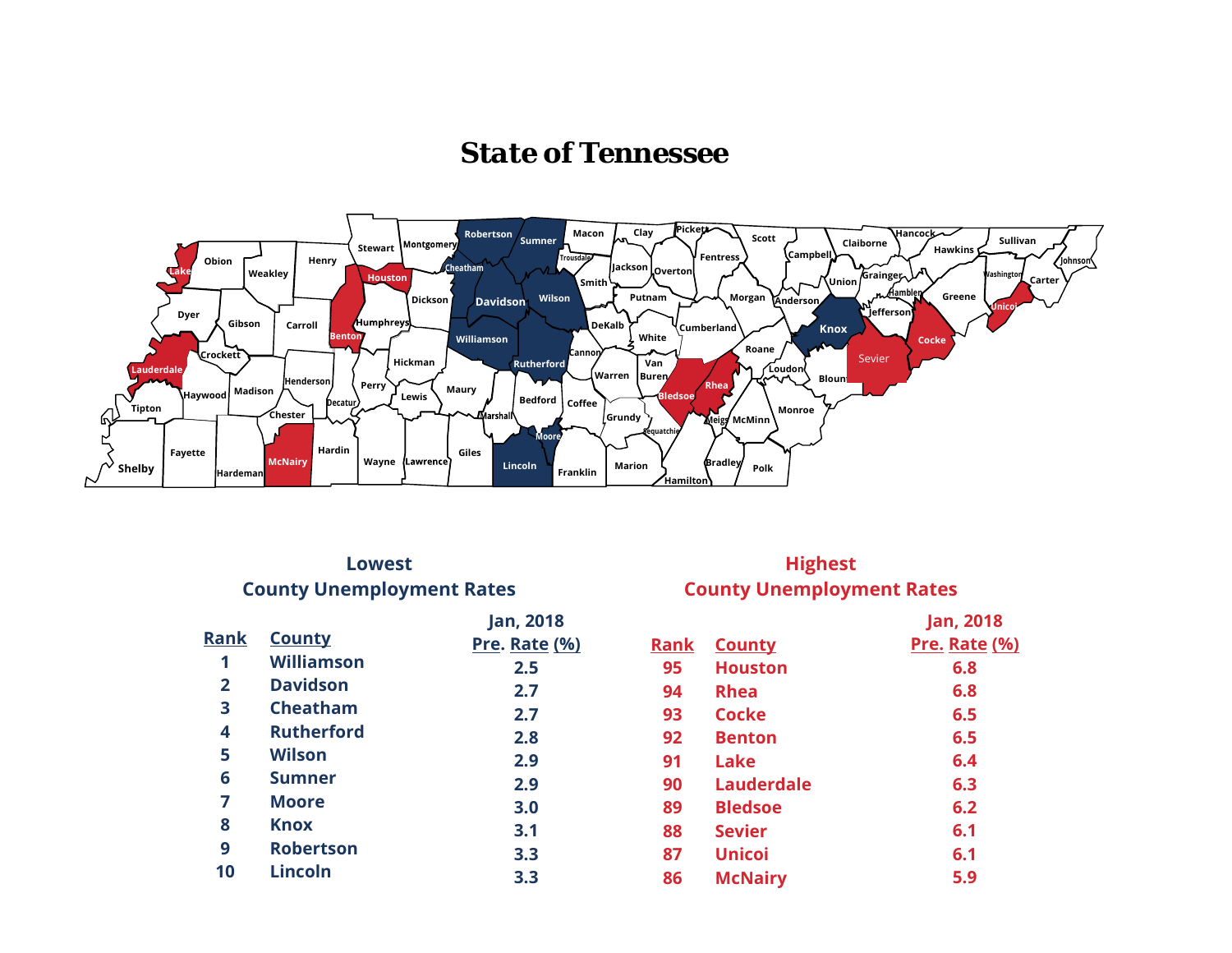# State of Tennessee

Lake, Obion, Weakley, Henry, Stewart, Montgomery, Robertson, Sumner, Macon, Clay, Pickett, Scott, Campbell, Claiborne, Hancock, Hawkins, Sullivan, Johnson, Carter, Washington, Unicoi, Greene, Hamblen, Jefferson, Cocke, Sevier, Grainger, Union, Knox, Anderson, Morgan, Fentress, Overton, Jackson, Trousdale, Smith, Cheatham, Houston, Dyer, Gibson, Carroll, Benton, Humphreys, Dickson, Davidson, Wilson, Putnam, DeKalb, White, Cumberland, Roane, Loudon, Blount, Lauderdale, Crockett, Haywood, Madison, Henderson, Decatur, Perry, Hickman, Williamson, Rutherford, Cannon, Van Buren, Warren, Bledsoe, Rhea, Meigs, McMinn, Monroe, Tipton, Shelby, Fayette, Hardeman, Chester, McNairy, Hardin, Wayne, Lewis, Maury, Marshall, Bedford, Coffee, Grundy, Sequatchie, Moore, Lawrence, Giles, Lincoln, Franklin, Marion, Hamilton, Bradley, Polk

## Lowest County Unemployment Rates

| Rank | County | Jan, 2018 Pre. Rate (%) |
|---|---|---|
| 1 | Williamson | 2.5 |
| 2 | Davidson | 2.7 |
| 3 | Cheatham | 2.7 |
| 4 | Rutherford | 2.8 |
| 5 | Wilson | 2.9 |
| 6 | Sumner | 2.9 |
| 7 | Moore | 3.0 |
| 8 | Knox | 3.1 |
| 9 | Robertson | 3.3 |
| 10 | Lincoln | 3.3 |

## Highest County Unemployment Rates

| Rank | County | Jan, 2018 Pre. Rate (%) |
|---|---|---|
| 95 | Houston | 6.8 |
| 94 | Rhea | 6.8 |
| 93 | Cocke | 6.5 |
| 92 | Benton | 6.5 |
| 91 | Lake | 6.4 |
| 90 | Lauderdale | 6.3 |
| 89 | Bledsoe | 6.2 |
| 88 | Sevier | 6.1 |
| 87 | Unicoi | 6.1 |
| 86 | McNairy | 5.9 |